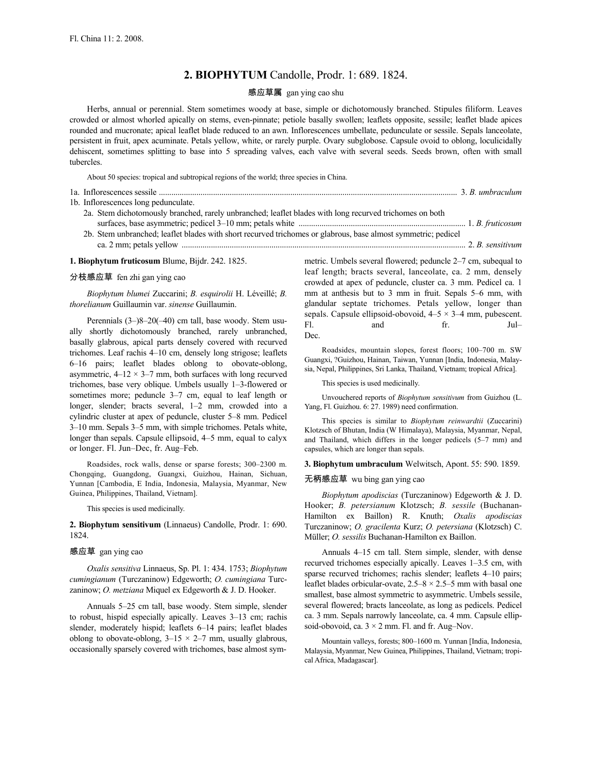## 2. BIOPHYTUM Candolle, Prodr. 1: 689. 1824.

感应草属 gan ying cao shu

Herbs, annual or perennial. Stem sometimes woody at base, simple or dichotomously branched. Stipules filiform. Leaves crowded or almost whorled apically on stems, even-pinnate; petiole basally swollen; leaflets opposite, sessile; leaflet blade apices rounded and mucronate; apical leaflet blade reduced to an awn. Inflorescences umbellate, pedunculate or sessile. Sepals lanceolate, persistent in fruit, apex acuminate. Petals yellow, white, or rarely purple. Ovary subglobose. Capsule ovoid to oblong, loculicidally dehiscent, sometimes splitting to base into 5 spreading valves, each valve with several seeds. Seeds brown, often with small tubercles.

About 50 species: tropical and subtropical regions of the world; three species in China.

1a. Inflorescences sessile ..... 3. *B. umbraculum*
1b. Inflorescences long pedunculate.
  2a. Stem dichotomously branched, rarely unbranched; leaflet blades with long recurved trichomes on both surfaces, base asymmetric; pedicel 3–10 mm; petals white ..... 1. *B. fruticosum*
  2b. Stem unbranched; leaflet blades with short recurved trichomes or glabrous, base almost symmetric; pedicel ca. 2 mm; petals yellow ..... 2. *B. sensitivum*

**1. Biophytum fruticosum** Blume, Bijdr. 242. 1825.

分枝感应草 fen zhi gan ying cao

*Biophytum blumei* Zuccarini; *B. esquirolii* H. Léveillé; *B. thorelianum* Guillaumin var. *sinense* Guillaumin.

Perennials (3–)8–20(–40) cm tall, base woody. Stem usually shortly dichotomously branched, rarely unbranched, basally glabrous, apical parts densely covered with recurved trichomes. Leaf rachis 4–10 cm, densely long strigose; leaflets 6–16 pairs; leaflet blades oblong to obovate-oblong, asymmetric, 4–12 × 3–7 mm, both surfaces with long recurved trichomes, base very oblique. Umbels usually 1–3-flowered or sometimes more; peduncle 3–7 cm, equal to leaf length or longer, slender; bracts several, 1–2 mm, crowded into a cylindric cluster at apex of peduncle, cluster 5–8 mm. Pedicel 3–10 mm. Sepals 3–5 mm, with simple trichomes. Petals white, longer than sepals. Capsule ellipsoid, 4–5 mm, equal to calyx or longer. Fl. Jun–Dec, fr. Aug–Feb.

Roadsides, rock walls, dense or sparse forests; 300–2300 m. Chongqing, Guangdong, Guangxi, Guizhou, Hainan, Sichuan, Yunnan [Cambodia, E India, Indonesia, Malaysia, Myanmar, New Guinea, Philippines, Thailand, Vietnam].

This species is used medicinally.

**2. Biophytum sensitivum** (Linnaeus) Candolle, Prodr. 1: 690. 1824.

感应草 gan ying cao

*Oxalis sensitiva* Linnaeus, Sp. Pl. 1: 434. 1753; *Biophytum cumingianum* (Turczaninow) Edgeworth; *O. cumingiana* Turczaninow; *O. metziana* Miquel ex Edgeworth & J. D. Hooker.

Annuals 5–25 cm tall, base woody. Stem simple, slender to robust, hispid especially apically. Leaves 3–13 cm; rachis slender, moderately hispid; leaflets 6–14 pairs; leaflet blades oblong to obovate-oblong, 3–15 × 2–7 mm, usually glabrous, occasionally sparsely covered with trichomes, base almost symmetric. Umbels several flowered; peduncle 2–7 cm, subequal to leaf length; bracts several, lanceolate, ca. 2 mm, densely crowded at apex of peduncle, cluster ca. 3 mm. Pedicel ca. 1 mm at anthesis but to 3 mm in fruit. Sepals 5–6 mm, with glandular septate trichomes. Petals yellow, longer than sepals. Capsule ellipsoid-obovoid, 4–5 × 3–4 mm, pubescent. Fl. and fr. Jul–Dec.

Roadsides, mountain slopes, forest floors; 100–700 m. SW Guangxi, ?Guizhou, Hainan, Taiwan, Yunnan [India, Indonesia, Malaysia, Nepal, Philippines, Sri Lanka, Thailand, Vietnam; tropical Africa].

This species is used medicinally.

Unvouchered reports of *Biophytum sensitivum* from Guizhou (L. Yang, Fl. Guizhou. 6: 27. 1989) need confirmation.

This species is similar to *Biophytum reinwardtii* (Zuccarini) Klotzsch of Bhutan, India (W Himalaya), Malaysia, Myanmar, Nepal, and Thailand, which differs in the longer pedicels (5–7 mm) and capsules, which are longer than sepals.

**3. Biophytum umbraculum** Welwitsch, Apont. 55: 590. 1859.

无柄感应草 wu bing gan ying cao

*Biophytum apodiscias* (Turczaninow) Edgeworth & J. D. Hooker; *B. petersianum* Klotzsch; *B. sessile* (Buchanan-Hamilton ex Baillon) R. Knuth; *Oxalis apodiscias* Turczaninow; *O. gracilenta* Kurz; *O. petersiana* (Klotzsch) C. Müller; *O. sessilis* Buchanan-Hamilton ex Baillon.

Annuals 4–15 cm tall. Stem simple, slender, with dense recurved trichomes especially apically. Leaves 1–3.5 cm, with sparse recurved trichomes; rachis slender; leaflets 4–10 pairs; leaflet blades orbicular-ovate, 2.5–8 × 2.5–5 mm with basal one smallest, base almost symmetric to asymmetric. Umbels sessile, several flowered; bracts lanceolate, as long as pedicels. Pedicel ca. 3 mm. Sepals narrowly lanceolate, ca. 4 mm. Capsule ellipsoid-obovoid, ca. 3 × 2 mm. Fl. and fr. Aug–Nov.

Mountain valleys, forests; 800–1600 m. Yunnan [India, Indonesia, Malaysia, Myanmar, New Guinea, Philippines, Thailand, Vietnam; tropical Africa, Madagascar].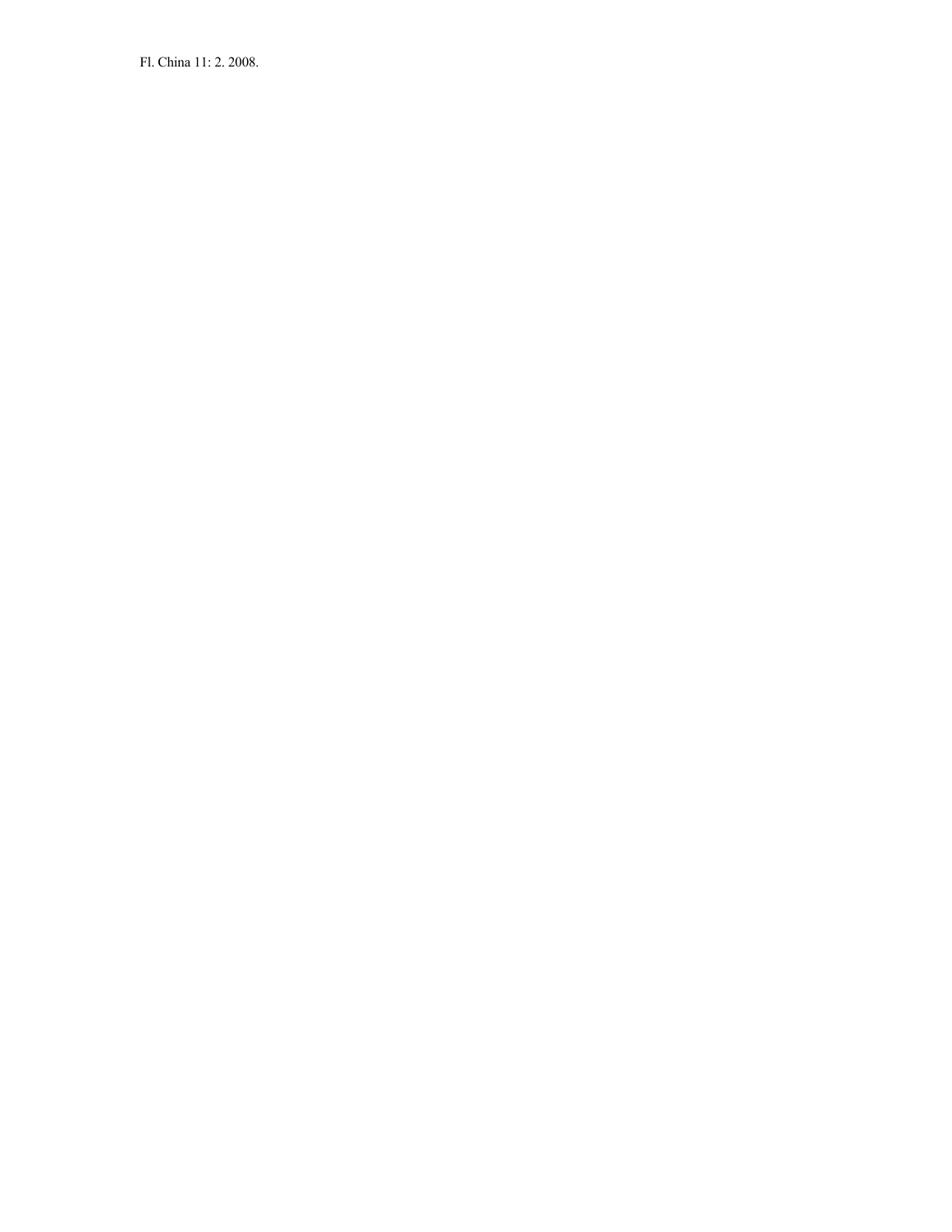Fl. China 11: 2. 2008.